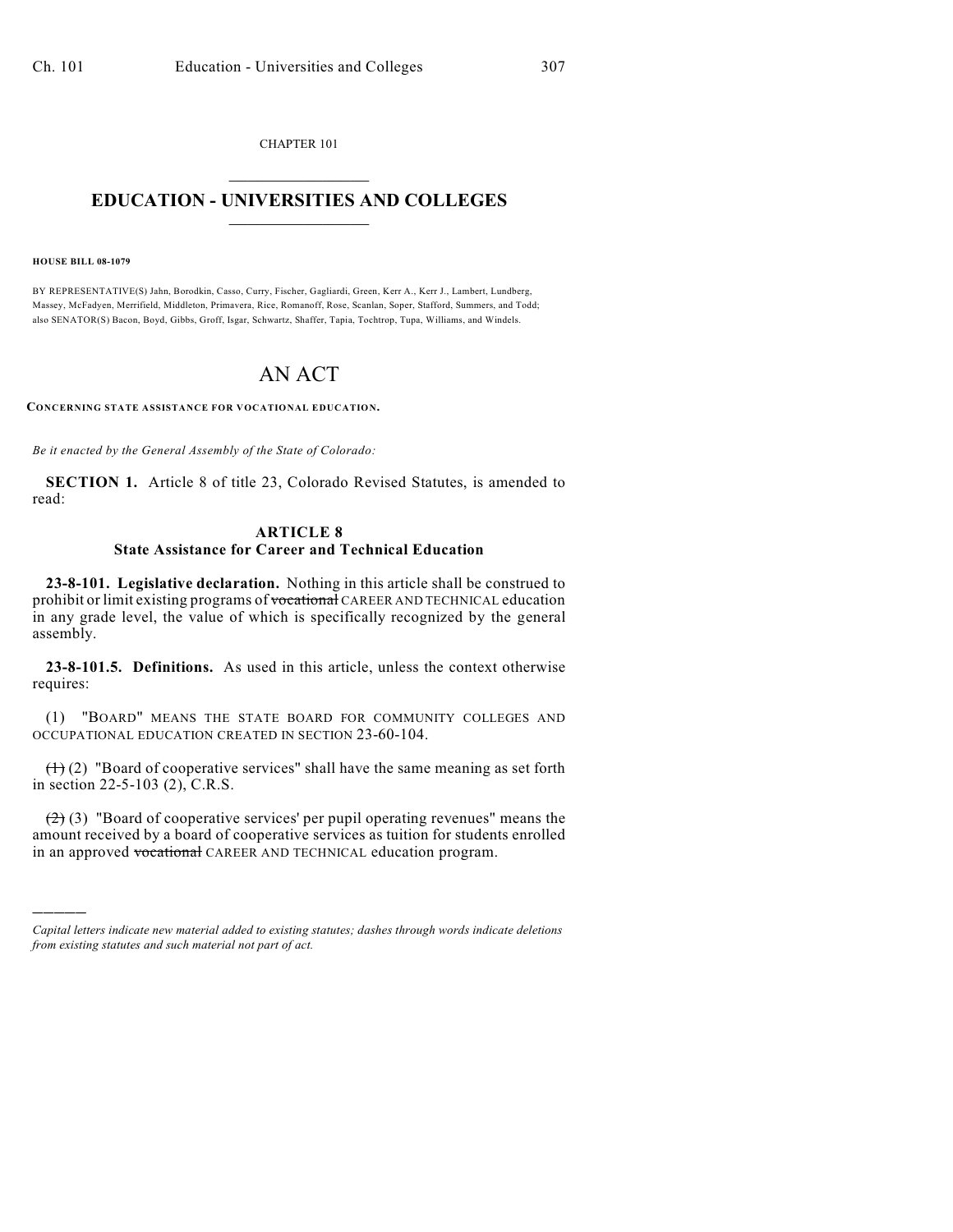CHAPTER 101

# EDUCATION - UNIVERSITIES AND COLLEGES

**HOUSE BILL 08-1079**

BY REPRESENTATIVE(S) Jahn, Borodkin, Casso, Curry, Fischer, Gagliardi, Green, Kerr A., Kerr J., Lambert, Lundberg, Massey, McFadyen, Merrifield, Middleton, Primavera, Rice, Romanoff, Rose, Scanlan, Soper, Stafford, Summers, and Todd; also SENATOR(S) Bacon, Boyd, Gibbs, Groff, Isgar, Schwartz, Shaffer, Tapia, Tochtrop, Tupa, Williams, and Windels.

# AN ACT

**CONCERNING STATE ASSISTANCE FOR VOCATIONAL EDUCATION.**

*Be it enacted by the General Assembly of the State of Colorado:*

**SECTION 1.** Article 8 of title 23, Colorado Revised Statutes, is amended to read:

## ARTICLE 8
## State Assistance for Career and Technical Education

**23-8-101. Legislative declaration.** Nothing in this article shall be construed to prohibit or limit existing programs of ~~vocational~~ CAREER AND TECHNICAL education in any grade level, the value of which is specifically recognized by the general assembly.

**23-8-101.5. Definitions.** As used in this article, unless the context otherwise requires:

(1) "BOARD" MEANS THE STATE BOARD FOR COMMUNITY COLLEGES AND OCCUPATIONAL EDUCATION CREATED IN SECTION 23-60-104.

~~(1)~~ (2) "Board of cooperative services" shall have the same meaning as set forth in section 22-5-103 (2), C.R.S.

~~(2)~~ (3) "Board of cooperative services' per pupil operating revenues" means the amount received by a board of cooperative services as tuition for students enrolled in an approved ~~vocational~~ CAREER AND TECHNICAL education program.

---

*Capital letters indicate new material added to existing statutes; dashes through words indicate deletions from existing statutes and such material not part of act.*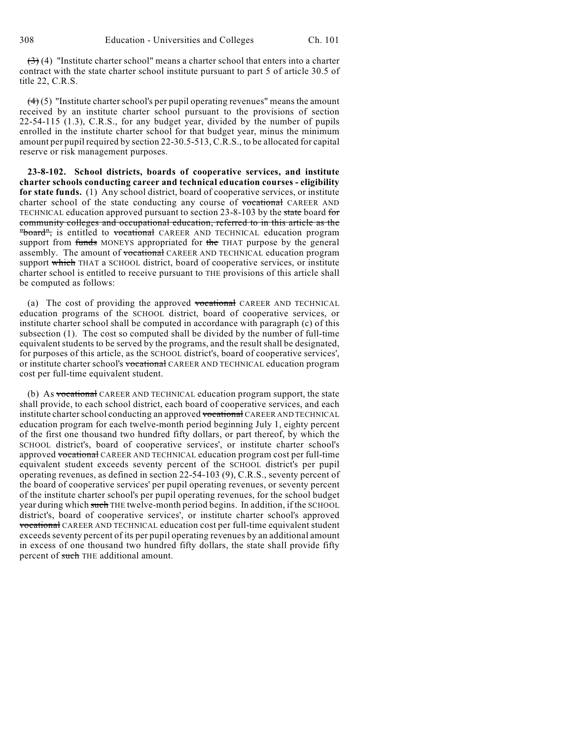~~(3)~~ (4) "Institute charter school" means a charter school that enters into a charter contract with the state charter school institute pursuant to part 5 of article 30.5 of title 22, C.R.S.

~~(4)~~ (5) "Institute charter school's per pupil operating revenues" means the amount received by an institute charter school pursuant to the provisions of section 22-54-115 (1.3), C.R.S., for any budget year, divided by the number of pupils enrolled in the institute charter school for that budget year, minus the minimum amount per pupil required by section 22-30.5-513, C.R.S., to be allocated for capital reserve or risk management purposes.

**23-8-102. School districts, boards of cooperative services, and institute charter schools conducting career and technical education courses - eligibility for state funds.** (1) Any school district, board of cooperative services, or institute charter school of the state conducting any course of ~~vocational~~ CAREER AND TECHNICAL education approved pursuant to section 23-8-103 by the ~~state~~ board ~~for community colleges and occupational education, referred to in this article as the "board",~~ is entitled to ~~vocational~~ CAREER AND TECHNICAL education program support from ~~funds~~ MONEYS appropriated for ~~the~~ THAT purpose by the general assembly. The amount of ~~vocational~~ CAREER AND TECHNICAL education program support ~~which~~ THAT a SCHOOL district, board of cooperative services, or institute charter school is entitled to receive pursuant to THE provisions of this article shall be computed as follows:

(a) The cost of providing the approved ~~vocational~~ CAREER AND TECHNICAL education programs of the SCHOOL district, board of cooperative services, or institute charter school shall be computed in accordance with paragraph (c) of this subsection (1). The cost so computed shall be divided by the number of full-time equivalent students to be served by the programs, and the result shall be designated, for purposes of this article, as the SCHOOL district's, board of cooperative services', or institute charter school's ~~vocational~~ CAREER AND TECHNICAL education program cost per full-time equivalent student.

(b) As ~~vocational~~ CAREER AND TECHNICAL education program support, the state shall provide, to each school district, each board of cooperative services, and each institute charter school conducting an approved ~~vocational~~ CAREER AND TECHNICAL education program for each twelve-month period beginning July 1, eighty percent of the first one thousand two hundred fifty dollars, or part thereof, by which the SCHOOL district's, board of cooperative services', or institute charter school's approved ~~vocational~~ CAREER AND TECHNICAL education program cost per full-time equivalent student exceeds seventy percent of the SCHOOL district's per pupil operating revenues, as defined in section 22-54-103 (9), C.R.S., seventy percent of the board of cooperative services' per pupil operating revenues, or seventy percent of the institute charter school's per pupil operating revenues, for the school budget year during which ~~such~~ THE twelve-month period begins. In addition, if the SCHOOL district's, board of cooperative services', or institute charter school's approved ~~vocational~~ CAREER AND TECHNICAL education cost per full-time equivalent student exceeds seventy percent of its per pupil operating revenues by an additional amount in excess of one thousand two hundred fifty dollars, the state shall provide fifty percent of ~~such~~ THE additional amount.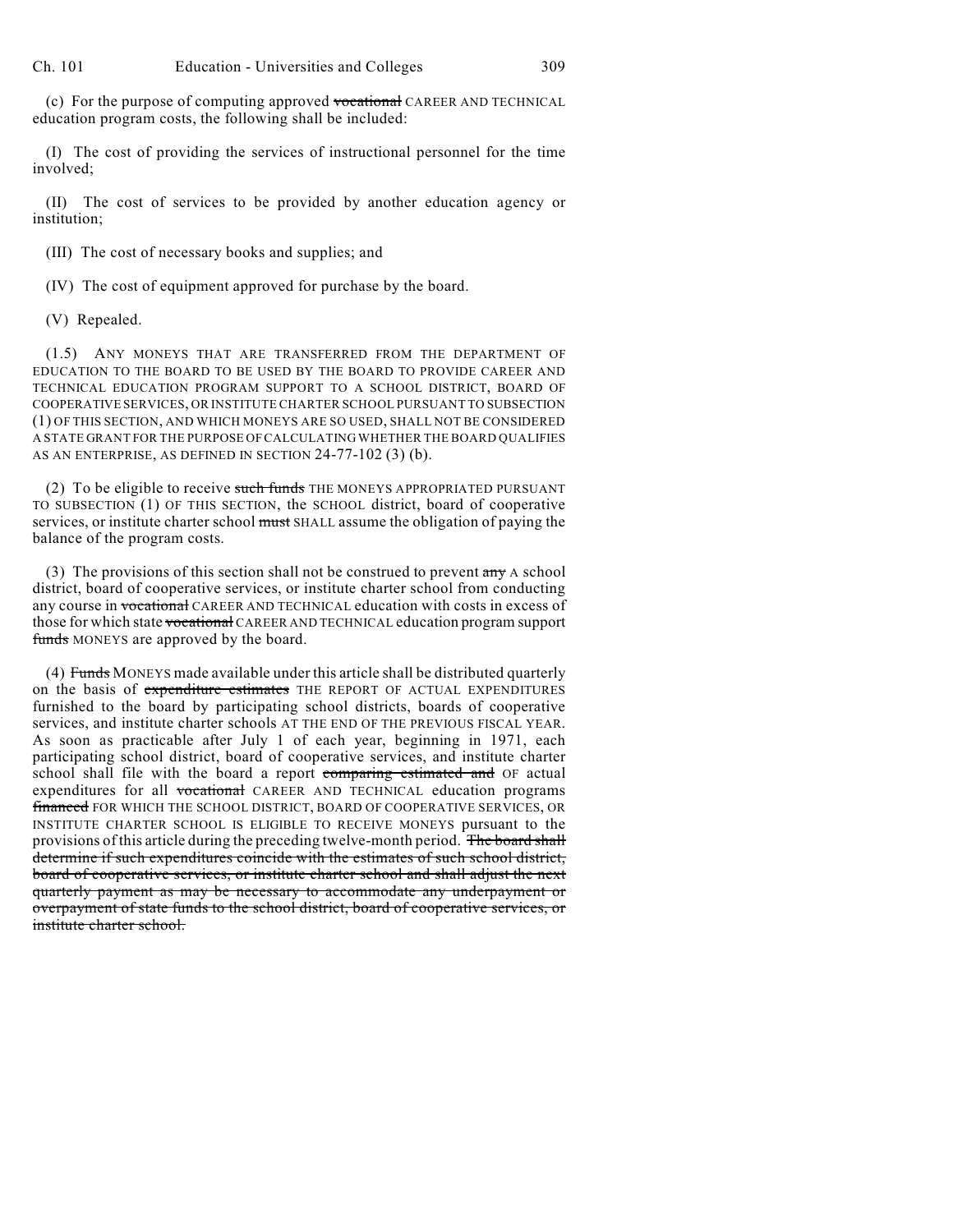(c) For the purpose of computing approved ~~vocational~~ CAREER AND TECHNICAL education program costs, the following shall be included:

(I) The cost of providing the services of instructional personnel for the time involved;

(II) The cost of services to be provided by another education agency or institution;

(III) The cost of necessary books and supplies; and

(IV) The cost of equipment approved for purchase by the board.

(V) Repealed.

(1.5) ANY MONEYS THAT ARE TRANSFERRED FROM THE DEPARTMENT OF EDUCATION TO THE BOARD TO BE USED BY THE BOARD TO PROVIDE CAREER AND TECHNICAL EDUCATION PROGRAM SUPPORT TO A SCHOOL DISTRICT, BOARD OF COOPERATIVE SERVICES, OR INSTITUTE CHARTER SCHOOL PURSUANT TO SUBSECTION (1) OF THIS SECTION, AND WHICH MONEYS ARE SO USED, SHALL NOT BE CONSIDERED A STATE GRANT FOR THE PURPOSE OF CALCULATING WHETHER THE BOARD QUALIFIES AS AN ENTERPRISE, AS DEFINED IN SECTION 24-77-102 (3) (b).

(2) To be eligible to receive ~~such funds~~ THE MONEYS APPROPRIATED PURSUANT TO SUBSECTION (1) OF THIS SECTION, the SCHOOL district, board of cooperative services, or institute charter school ~~must~~ SHALL assume the obligation of paying the balance of the program costs.

(3) The provisions of this section shall not be construed to prevent ~~any~~ A school district, board of cooperative services, or institute charter school from conducting any course in ~~vocational~~ CAREER AND TECHNICAL education with costs in excess of those for which state ~~vocational~~ CAREER AND TECHNICAL education program support ~~funds~~ MONEYS are approved by the board.

(4) ~~Funds~~ MONEYS made available under this article shall be distributed quarterly on the basis of ~~expenditure estimates~~ THE REPORT OF ACTUAL EXPENDITURES furnished to the board by participating school districts, boards of cooperative services, and institute charter schools AT THE END OF THE PREVIOUS FISCAL YEAR. As soon as practicable after July 1 of each year, beginning in 1971, each participating school district, board of cooperative services, and institute charter school shall file with the board a report ~~comparing estimated and~~ OF actual expenditures for all ~~vocational~~ CAREER AND TECHNICAL education programs ~~financed~~ FOR WHICH THE SCHOOL DISTRICT, BOARD OF COOPERATIVE SERVICES, OR INSTITUTE CHARTER SCHOOL IS ELIGIBLE TO RECEIVE MONEYS pursuant to the provisions of this article during the preceding twelve-month period. ~~The board shall determine if such expenditures coincide with the estimates of such school district, board of cooperative services, or institute charter school and shall adjust the next quarterly payment as may be necessary to accommodate any underpayment or overpayment of state funds to the school district, board of cooperative services, or institute charter school.~~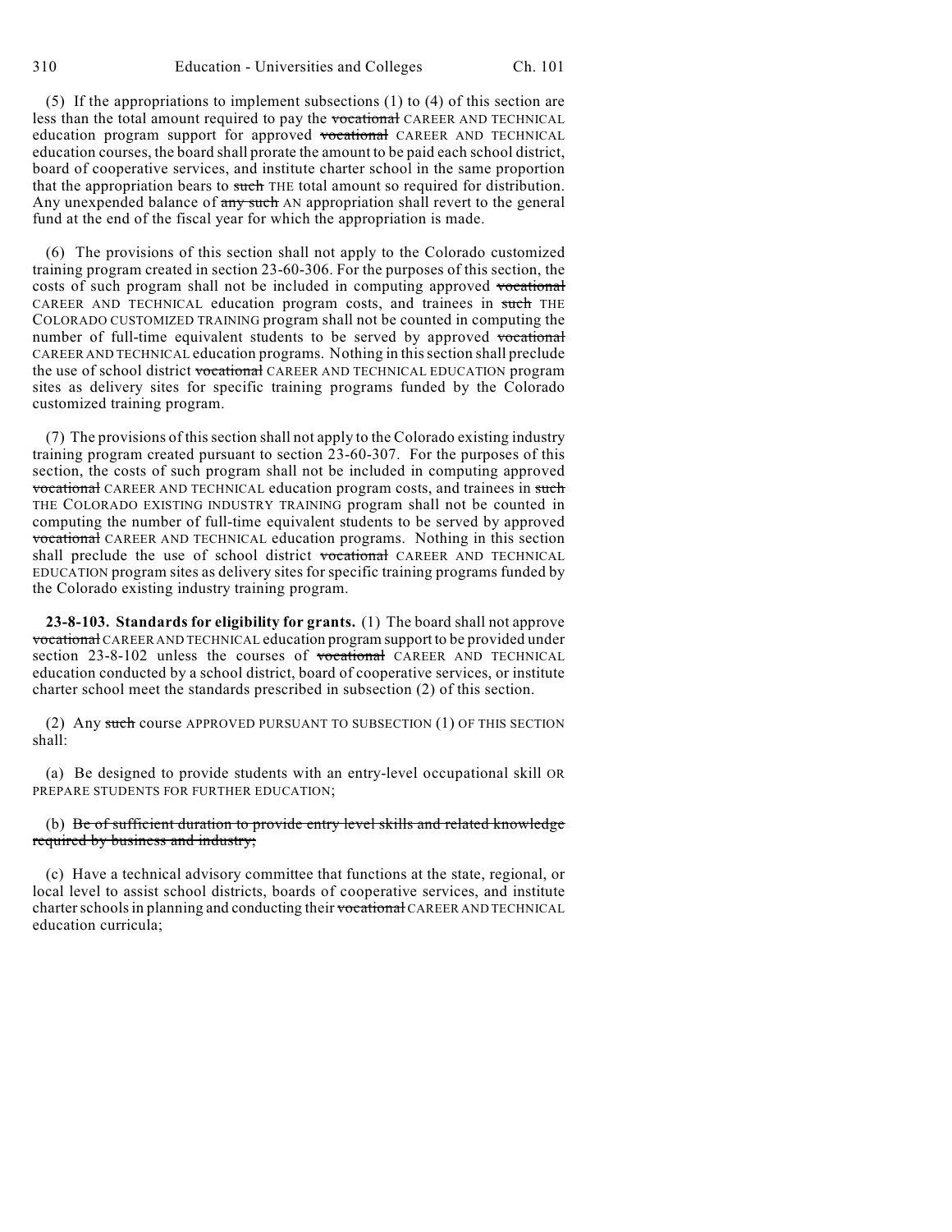(5) If the appropriations to implement subsections (1) to (4) of this section are less than the total amount required to pay the ~~vocational~~ CAREER AND TECHNICAL education program support for approved ~~vocational~~ CAREER AND TECHNICAL education courses, the board shall prorate the amount to be paid each school district, board of cooperative services, and institute charter school in the same proportion that the appropriation bears to ~~such~~ THE total amount so required for distribution. Any unexpended balance of ~~any such~~ AN appropriation shall revert to the general fund at the end of the fiscal year for which the appropriation is made.

(6) The provisions of this section shall not apply to the Colorado customized training program created in section 23-60-306. For the purposes of this section, the costs of such program shall not be included in computing approved ~~vocational~~ CAREER AND TECHNICAL education program costs, and trainees in ~~such~~ THE COLORADO CUSTOMIZED TRAINING program shall not be counted in computing the number of full-time equivalent students to be served by approved ~~vocational~~ CAREER AND TECHNICAL education programs. Nothing in this section shall preclude the use of school district ~~vocational~~ CAREER AND TECHNICAL EDUCATION program sites as delivery sites for specific training programs funded by the Colorado customized training program.

(7) The provisions of this section shall not apply to the Colorado existing industry training program created pursuant to section 23-60-307. For the purposes of this section, the costs of such program shall not be included in computing approved ~~vocational~~ CAREER AND TECHNICAL education program costs, and trainees in ~~such~~ THE COLORADO EXISTING INDUSTRY TRAINING program shall not be counted in computing the number of full-time equivalent students to be served by approved ~~vocational~~ CAREER AND TECHNICAL education programs. Nothing in this section shall preclude the use of school district ~~vocational~~ CAREER AND TECHNICAL EDUCATION program sites as delivery sites for specific training programs funded by the Colorado existing industry training program.

**23-8-103. Standards for eligibility for grants.** (1) The board shall not approve ~~vocational~~ CAREER AND TECHNICAL education program support to be provided under section 23-8-102 unless the courses of ~~vocational~~ CAREER AND TECHNICAL education conducted by a school district, board of cooperative services, or institute charter school meet the standards prescribed in subsection (2) of this section.

(2) Any ~~such~~ course APPROVED PURSUANT TO SUBSECTION (1) OF THIS SECTION shall:

(a) Be designed to provide students with an entry-level occupational skill OR PREPARE STUDENTS FOR FURTHER EDUCATION;

(b) ~~Be of sufficient duration to provide entry level skills and related knowledge required by business and industry;~~

(c) Have a technical advisory committee that functions at the state, regional, or local level to assist school districts, boards of cooperative services, and institute charter schools in planning and conducting their ~~vocational~~ CAREER AND TECHNICAL education curricula;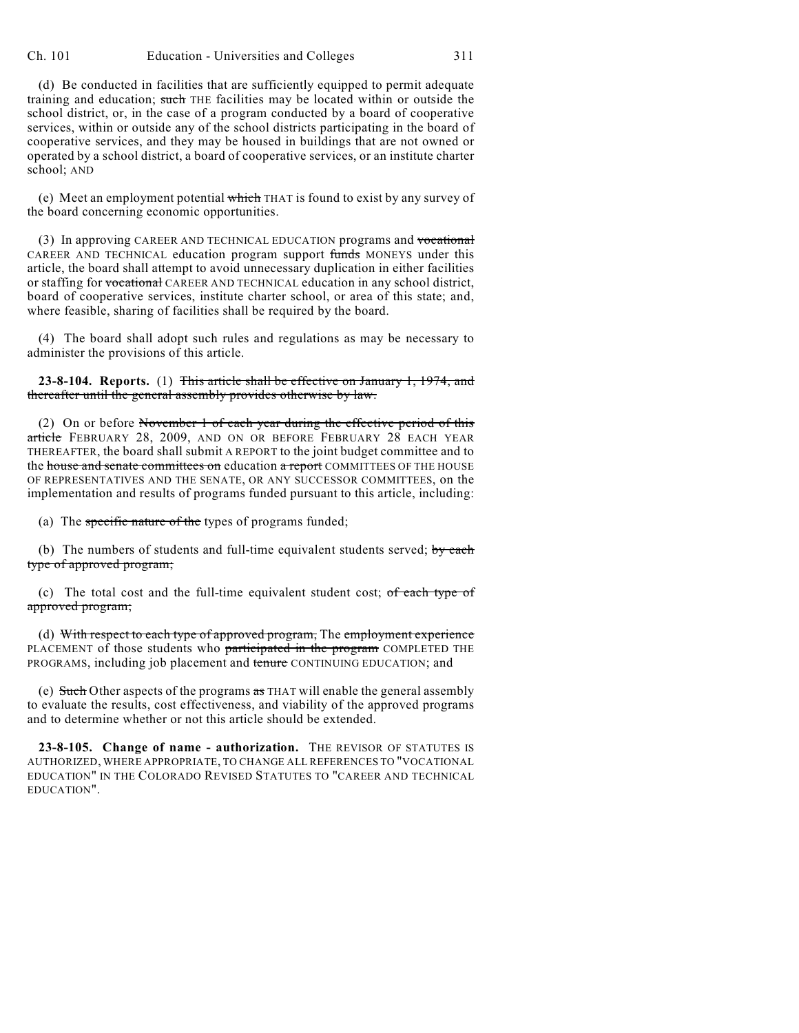(d) Be conducted in facilities that are sufficiently equipped to permit adequate training and education; ~~such~~ THE facilities may be located within or outside the school district, or, in the case of a program conducted by a board of cooperative services, within or outside any of the school districts participating in the board of cooperative services, and they may be housed in buildings that are not owned or operated by a school district, a board of cooperative services, or an institute charter school; AND

(e) Meet an employment potential ~~which~~ THAT is found to exist by any survey of the board concerning economic opportunities.

(3) In approving CAREER AND TECHNICAL EDUCATION programs and ~~vocational~~ CAREER AND TECHNICAL education program support ~~funds~~ MONEYS under this article, the board shall attempt to avoid unnecessary duplication in either facilities or staffing for ~~vocational~~ CAREER AND TECHNICAL education in any school district, board of cooperative services, institute charter school, or area of this state; and, where feasible, sharing of facilities shall be required by the board.

(4) The board shall adopt such rules and regulations as may be necessary to administer the provisions of this article.

**23-8-104. Reports.** (1) ~~This article shall be effective on January 1, 1974, and thereafter until the general assembly provides otherwise by law.~~

(2) On or before ~~November 1 of each year during the effective period of this article~~ FEBRUARY 28, 2009, AND ON OR BEFORE FEBRUARY 28 EACH YEAR THEREAFTER, the board shall submit A REPORT to the joint budget committee and to the ~~house and senate committees on~~ education ~~a report~~ COMMITTEES OF THE HOUSE OF REPRESENTATIVES AND THE SENATE, OR ANY SUCCESSOR COMMITTEES, on the implementation and results of programs funded pursuant to this article, including:

(a) The ~~specific nature of the~~ types of programs funded;

(b) The numbers of students and full-time equivalent students served; ~~by each type of approved program;~~

(c) The total cost and the full-time equivalent student cost; ~~of each type of approved program;~~

(d) ~~With respect to each type of approved program,~~ The ~~employment experience~~ PLACEMENT of those students who ~~participated in the program~~ COMPLETED THE PROGRAMS, including job placement and ~~tenure~~ CONTINUING EDUCATION; and

(e) ~~Such~~ Other aspects of the programs ~~as~~ THAT will enable the general assembly to evaluate the results, cost effectiveness, and viability of the approved programs and to determine whether or not this article should be extended.

**23-8-105. Change of name - authorization.** THE REVISOR OF STATUTES IS AUTHORIZED, WHERE APPROPRIATE, TO CHANGE ALL REFERENCES TO "VOCATIONAL EDUCATION" IN THE COLORADO REVISED STATUTES TO "CAREER AND TECHNICAL EDUCATION".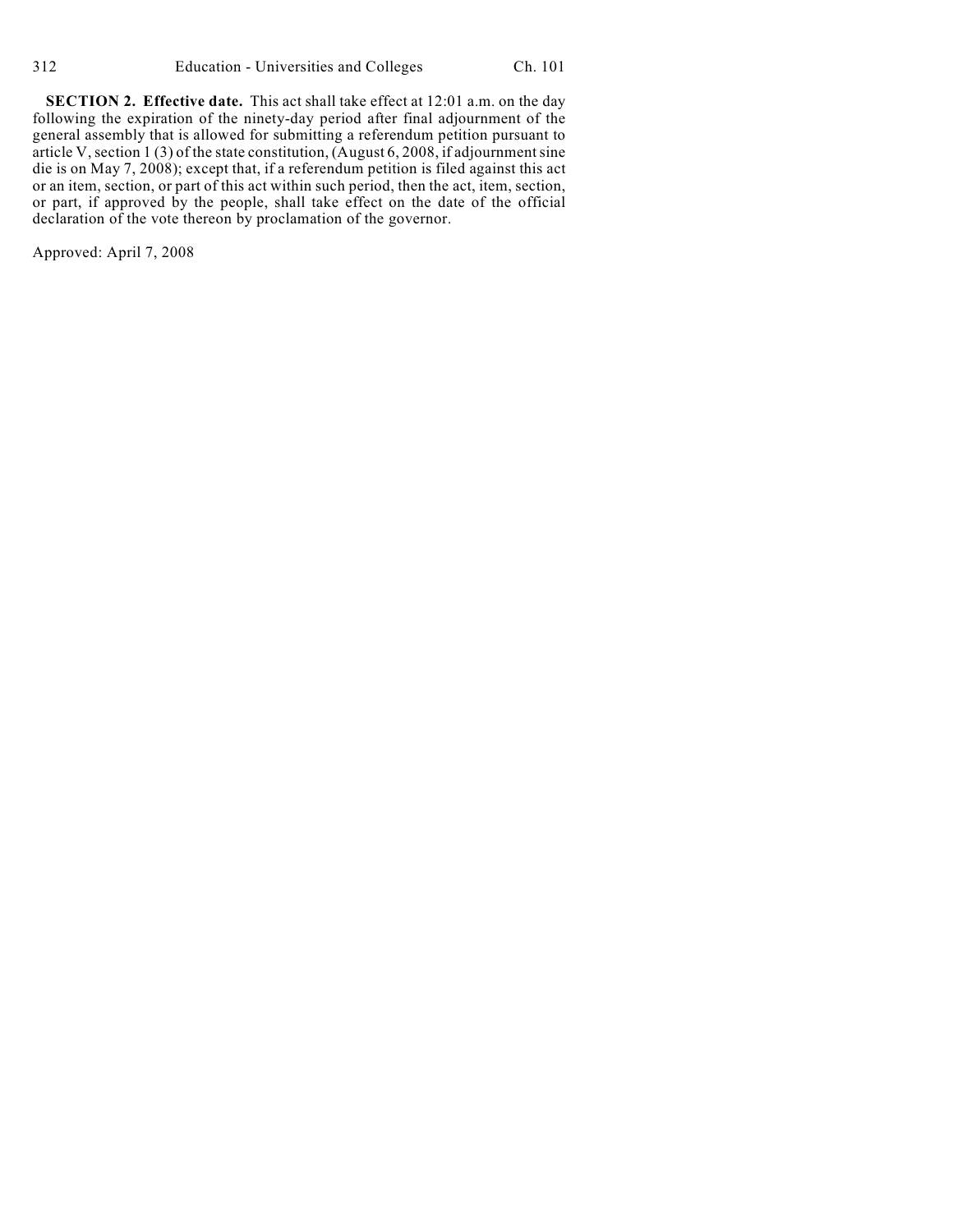**SECTION 2. Effective date.** This act shall take effect at 12:01 a.m. on the day following the expiration of the ninety-day period after final adjournment of the general assembly that is allowed for submitting a referendum petition pursuant to article V, section 1 (3) of the state constitution, (August 6, 2008, if adjournment sine die is on May 7, 2008); except that, if a referendum petition is filed against this act or an item, section, or part of this act within such period, then the act, item, section, or part, if approved by the people, shall take effect on the date of the official declaration of the vote thereon by proclamation of the governor.

Approved: April 7, 2008